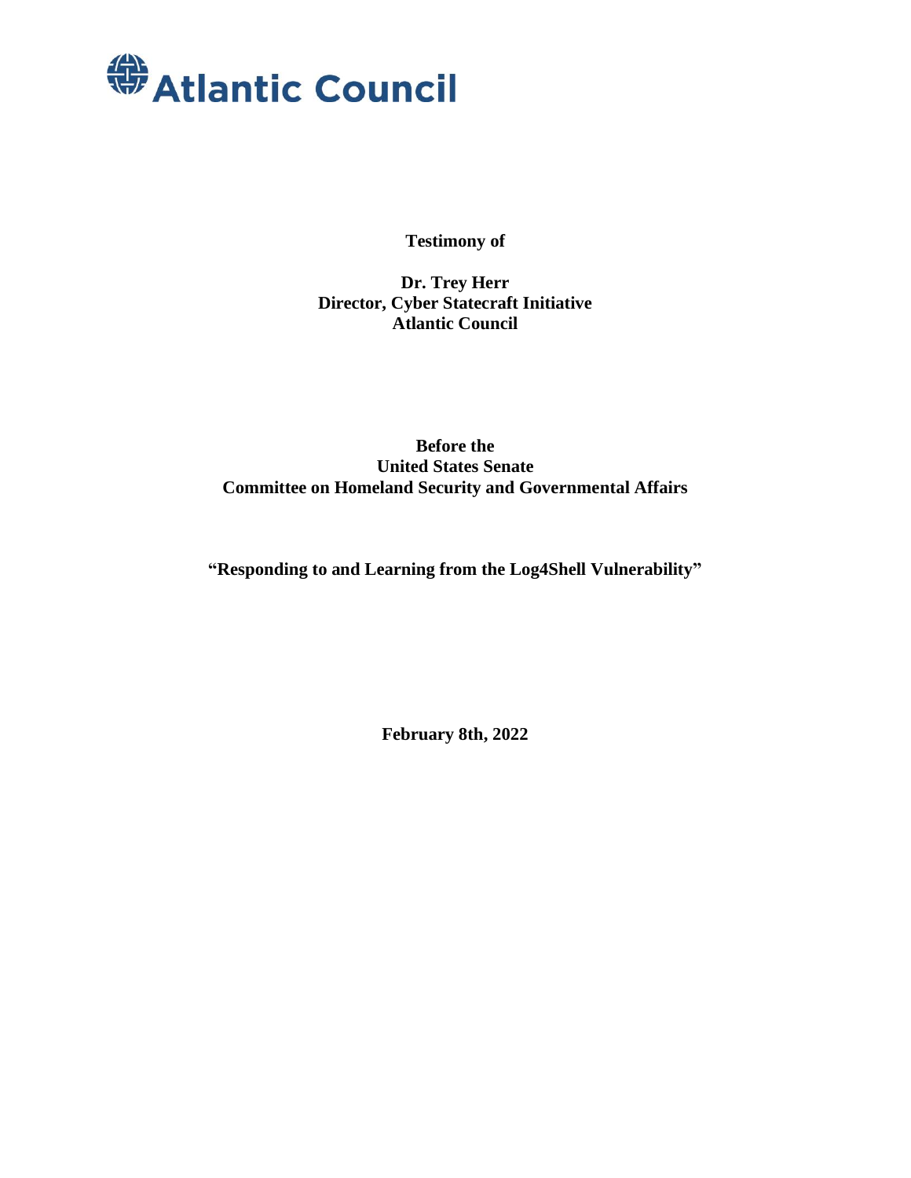Atlantic Council

**Testimony of**

**Dr. Trey Herr**
**Director, Cyber Statecraft Initiative**
**Atlantic Council**

**Before the**
**United States Senate**
**Committee on Homeland Security and Governmental Affairs**

**"Responding to and Learning from the Log4Shell Vulnerability"**

**February 8th, 2022**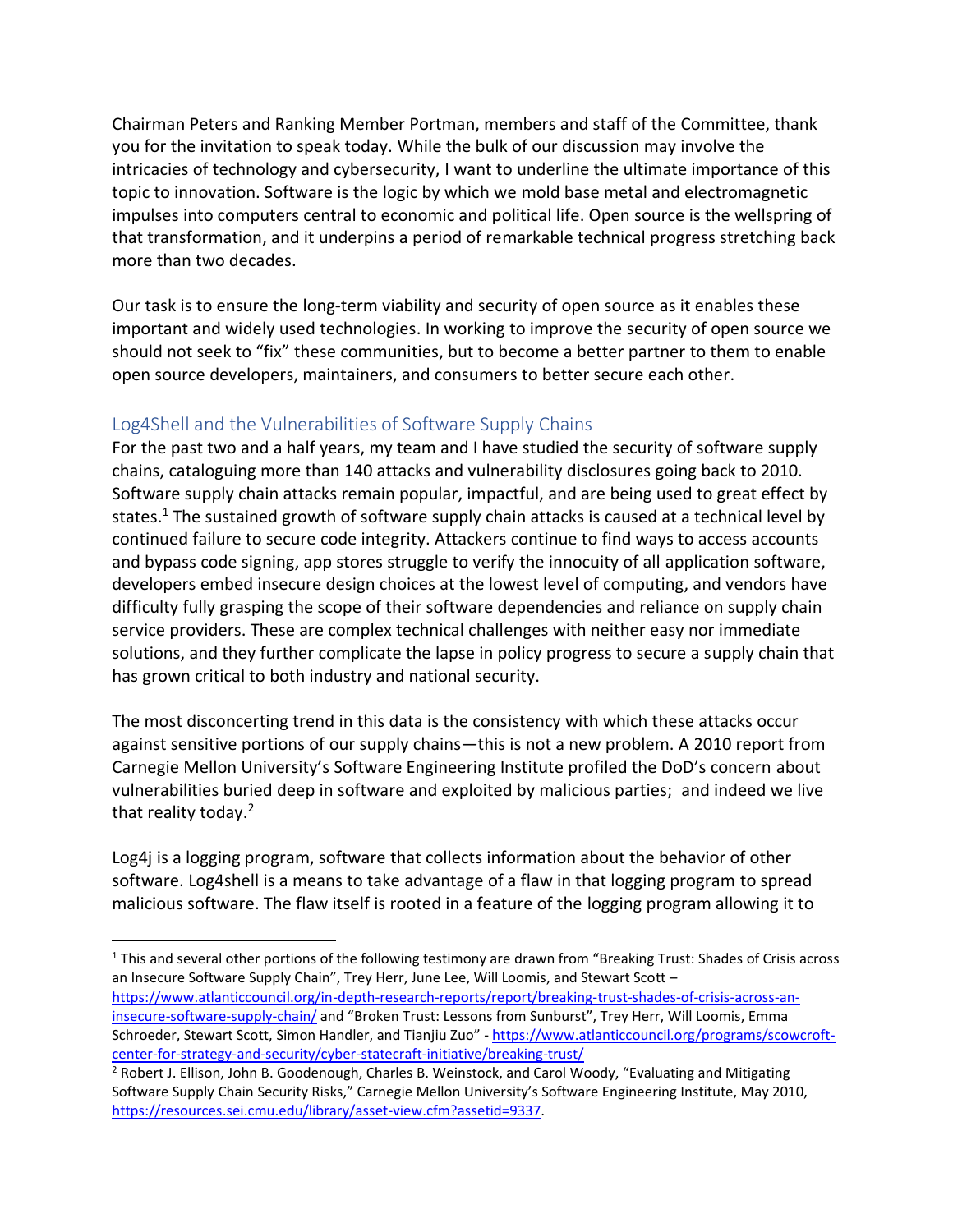Chairman Peters and Ranking Member Portman, members and staff of the Committee, thank you for the invitation to speak today. While the bulk of our discussion may involve the intricacies of technology and cybersecurity, I want to underline the ultimate importance of this topic to innovation. Software is the logic by which we mold base metal and electromagnetic impulses into computers central to economic and political life. Open source is the wellspring of that transformation, and it underpins a period of remarkable technical progress stretching back more than two decades.

Our task is to ensure the long-term viability and security of open source as it enables these important and widely used technologies. In working to improve the security of open source we should not seek to "fix" these communities, but to become a better partner to them to enable open source developers, maintainers, and consumers to better secure each other.

## Log4Shell and the Vulnerabilities of Software Supply Chains

For the past two and a half years, my team and I have studied the security of software supply chains, cataloguing more than 140 attacks and vulnerability disclosures going back to 2010. Software supply chain attacks remain popular, impactful, and are being used to great effect by states.[1] The sustained growth of software supply chain attacks is caused at a technical level by continued failure to secure code integrity. Attackers continue to find ways to access accounts and bypass code signing, app stores struggle to verify the innocuity of all application software, developers embed insecure design choices at the lowest level of computing, and vendors have difficulty fully grasping the scope of their software dependencies and reliance on supply chain service providers. These are complex technical challenges with neither easy nor immediate solutions, and they further complicate the lapse in policy progress to secure a supply chain that has grown critical to both industry and national security.

The most disconcerting trend in this data is the consistency with which these attacks occur against sensitive portions of our supply chains—this is not a new problem. A 2010 report from Carnegie Mellon University's Software Engineering Institute profiled the DoD's concern about vulnerabilities buried deep in software and exploited by malicious parties; and indeed we live that reality today.[2]

Log4j is a logging program, software that collects information about the behavior of other software. Log4shell is a means to take advantage of a flaw in that logging program to spread malicious software. The flaw itself is rooted in a feature of the logging program allowing it to

---

[1] This and several other portions of the following testimony are drawn from "Breaking Trust: Shades of Crisis across an Insecure Software Supply Chain", Trey Herr, June Lee, Will Loomis, and Stewart Scott – https://www.atlanticcouncil.org/in-depth-research-reports/report/breaking-trust-shades-of-crisis-across-an-insecure-software-supply-chain/ and "Broken Trust: Lessons from Sunburst", Trey Herr, Will Loomis, Emma Schroeder, Stewart Scott, Simon Handler, and Tianjiu Zuo" - https://www.atlanticcouncil.org/programs/scowcroft-center-for-strategy-and-security/cyber-statecraft-initiative/breaking-trust/

[2] Robert J. Ellison, John B. Goodenough, Charles B. Weinstock, and Carol Woody, "Evaluating and Mitigating Software Supply Chain Security Risks," Carnegie Mellon University's Software Engineering Institute, May 2010, https://resources.sei.cmu.edu/library/asset-view.cfm?assetid=9337.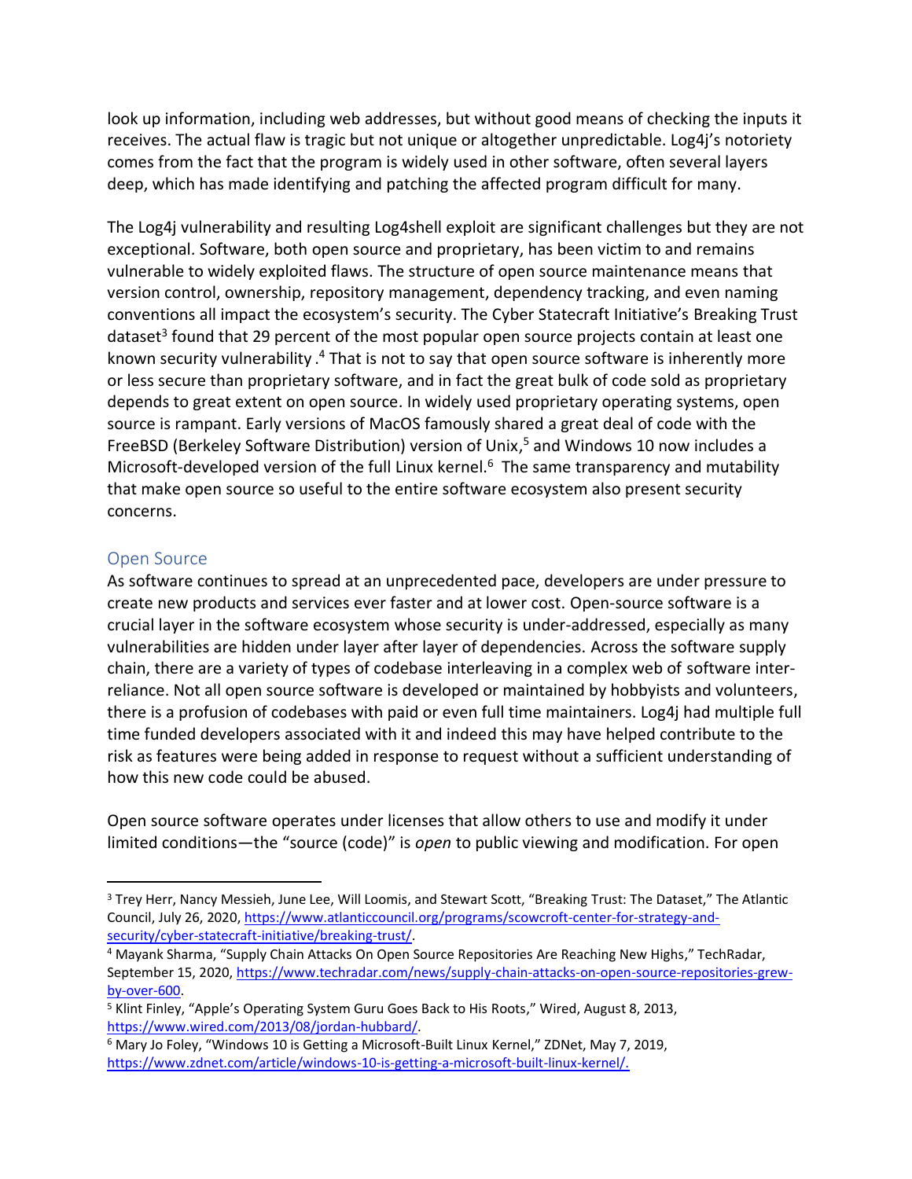look up information, including web addresses, but without good means of checking the inputs it receives. The actual flaw is tragic but not unique or altogether unpredictable. Log4j's notoriety comes from the fact that the program is widely used in other software, often several layers deep, which has made identifying and patching the affected program difficult for many.

The Log4j vulnerability and resulting Log4shell exploit are significant challenges but they are not exceptional. Software, both open source and proprietary, has been victim to and remains vulnerable to widely exploited flaws. The structure of open source maintenance means that version control, ownership, repository management, dependency tracking, and even naming conventions all impact the ecosystem's security. The Cyber Statecraft Initiative's Breaking Trust dataset[3] found that 29 percent of the most popular open source projects contain at least one known security vulnerability .[4] That is not to say that open source software is inherently more or less secure than proprietary software, and in fact the great bulk of code sold as proprietary depends to great extent on open source. In widely used proprietary operating systems, open source is rampant. Early versions of MacOS famously shared a great deal of code with the FreeBSD (Berkeley Software Distribution) version of Unix,[5] and Windows 10 now includes a Microsoft-developed version of the full Linux kernel.[6] The same transparency and mutability that make open source so useful to the entire software ecosystem also present security concerns.

## Open Source

As software continues to spread at an unprecedented pace, developers are under pressure to create new products and services ever faster and at lower cost. Open-source software is a crucial layer in the software ecosystem whose security is under-addressed, especially as many vulnerabilities are hidden under layer after layer of dependencies. Across the software supply chain, there are a variety of types of codebase interleaving in a complex web of software inter-reliance. Not all open source software is developed or maintained by hobbyists and volunteers, there is a profusion of codebases with paid or even full time maintainers. Log4j had multiple full time funded developers associated with it and indeed this may have helped contribute to the risk as features were being added in response to request without a sufficient understanding of how this new code could be abused.

Open source software operates under licenses that allow others to use and modify it under limited conditions—the "source (code)" is *open* to public viewing and modification. For open

---

[3] Trey Herr, Nancy Messieh, June Lee, Will Loomis, and Stewart Scott, "Breaking Trust: The Dataset," The Atlantic Council, July 26, 2020, https://www.atlanticcouncil.org/programs/scowcroft-center-for-strategy-and-security/cyber-statecraft-initiative/breaking-trust/.

[4] Mayank Sharma, "Supply Chain Attacks On Open Source Repositories Are Reaching New Highs," TechRadar, September 15, 2020, https://www.techradar.com/news/supply-chain-attacks-on-open-source-repositories-grew-by-over-600.

[5] Klint Finley, "Apple's Operating System Guru Goes Back to His Roots," Wired, August 8, 2013, https://www.wired.com/2013/08/jordan-hubbard/.

[6] Mary Jo Foley, "Windows 10 is Getting a Microsoft-Built Linux Kernel," ZDNet, May 7, 2019, https://www.zdnet.com/article/windows-10-is-getting-a-microsoft-built-linux-kernel/.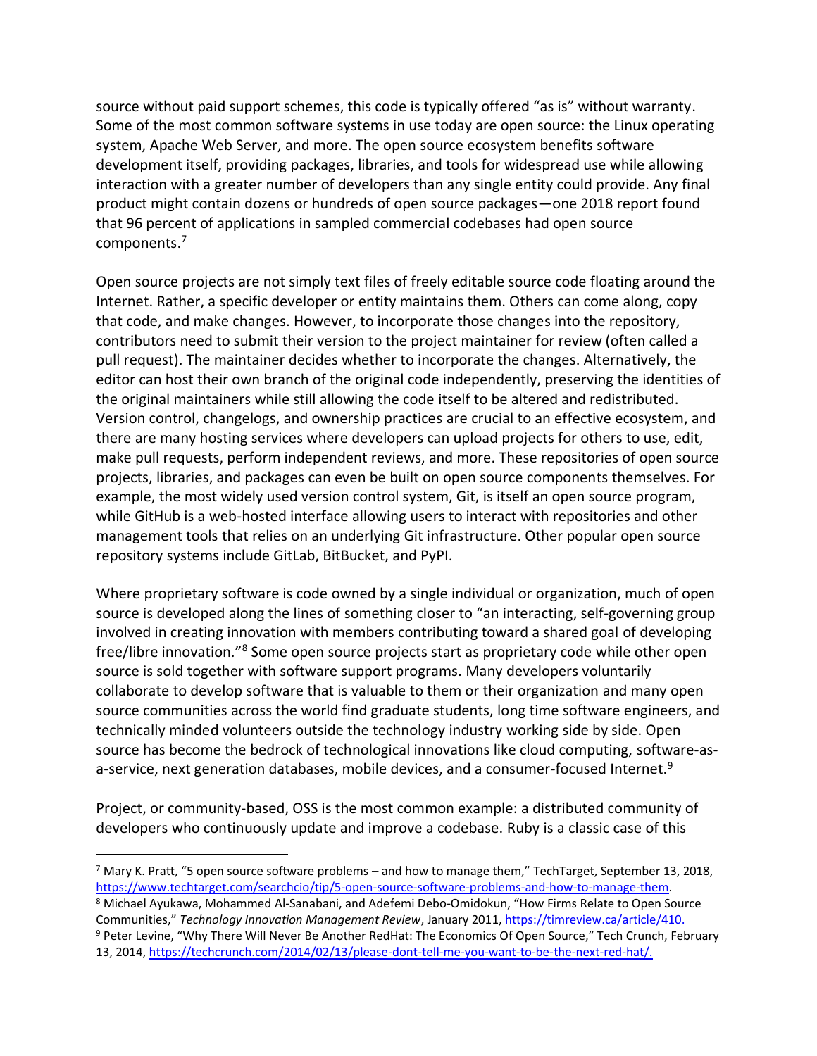source without paid support schemes, this code is typically offered "as is" without warranty. Some of the most common software systems in use today are open source: the Linux operating system, Apache Web Server, and more. The open source ecosystem benefits software development itself, providing packages, libraries, and tools for widespread use while allowing interaction with a greater number of developers than any single entity could provide. Any final product might contain dozens or hundreds of open source packages—one 2018 report found that 96 percent of applications in sampled commercial codebases had open source components.[7]

Open source projects are not simply text files of freely editable source code floating around the Internet. Rather, a specific developer or entity maintains them. Others can come along, copy that code, and make changes. However, to incorporate those changes into the repository, contributors need to submit their version to the project maintainer for review (often called a pull request). The maintainer decides whether to incorporate the changes. Alternatively, the editor can host their own branch of the original code independently, preserving the identities of the original maintainers while still allowing the code itself to be altered and redistributed. Version control, changelogs, and ownership practices are crucial to an effective ecosystem, and there are many hosting services where developers can upload projects for others to use, edit, make pull requests, perform independent reviews, and more. These repositories of open source projects, libraries, and packages can even be built on open source components themselves. For example, the most widely used version control system, Git, is itself an open source program, while GitHub is a web-hosted interface allowing users to interact with repositories and other management tools that relies on an underlying Git infrastructure. Other popular open source repository systems include GitLab, BitBucket, and PyPI.

Where proprietary software is code owned by a single individual or organization, much of open source is developed along the lines of something closer to "an interacting, self-governing group involved in creating innovation with members contributing toward a shared goal of developing free/libre innovation."[8] Some open source projects start as proprietary code while other open source is sold together with software support programs. Many developers voluntarily collaborate to develop software that is valuable to them or their organization and many open source communities across the world find graduate students, long time software engineers, and technically minded volunteers outside the technology industry working side by side. Open source has become the bedrock of technological innovations like cloud computing, software-as-a-service, next generation databases, mobile devices, and a consumer-focused Internet.[9]

Project, or community-based, OSS is the most common example: a distributed community of developers who continuously update and improve a codebase. Ruby is a classic case of this

---

[7] Mary K. Pratt, "5 open source software problems – and how to manage them," TechTarget, September 13, 2018, https://www.techtarget.com/searchcio/tip/5-open-source-software-problems-and-how-to-manage-them.

[8] Michael Ayukawa, Mohammed Al-Sanabani, and Adefemi Debo-Omidokun, "How Firms Relate to Open Source Communities," *Technology Innovation Management Review*, January 2011, https://timreview.ca/article/410.

[9] Peter Levine, "Why There Will Never Be Another RedHat: The Economics Of Open Source," Tech Crunch, February 13, 2014, https://techcrunch.com/2014/02/13/please-dont-tell-me-you-want-to-be-the-next-red-hat/.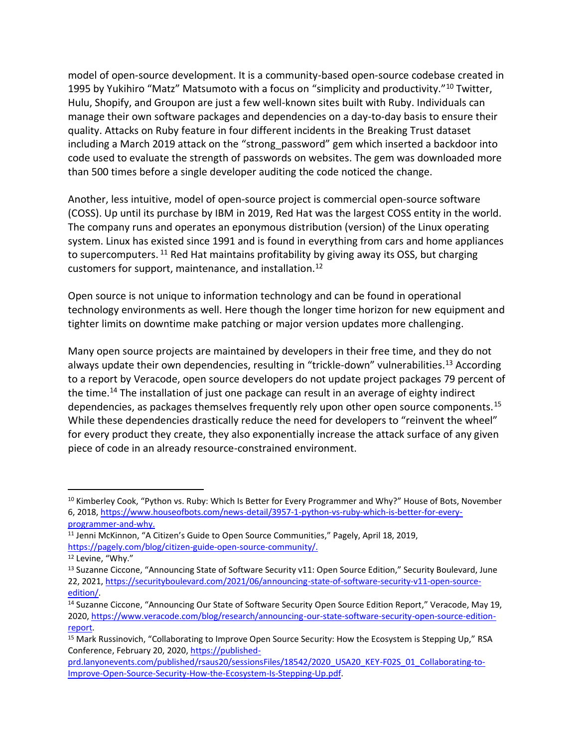model of open-source development. It is a community-based open-source codebase created in 1995 by Yukihiro "Matz" Matsumoto with a focus on "simplicity and productivity."[10] Twitter, Hulu, Shopify, and Groupon are just a few well-known sites built with Ruby. Individuals can manage their own software packages and dependencies on a day-to-day basis to ensure their quality. Attacks on Ruby feature in four different incidents in the Breaking Trust dataset including a March 2019 attack on the "strong_password" gem which inserted a backdoor into code used to evaluate the strength of passwords on websites. The gem was downloaded more than 500 times before a single developer auditing the code noticed the change.

Another, less intuitive, model of open-source project is commercial open-source software (COSS). Up until its purchase by IBM in 2019, Red Hat was the largest COSS entity in the world. The company runs and operates an eponymous distribution (version) of the Linux operating system. Linux has existed since 1991 and is found in everything from cars and home appliances to supercomputers.[11] Red Hat maintains profitability by giving away its OSS, but charging customers for support, maintenance, and installation.[12]

Open source is not unique to information technology and can be found in operational technology environments as well. Here though the longer time horizon for new equipment and tighter limits on downtime make patching or major version updates more challenging.

Many open source projects are maintained by developers in their free time, and they do not always update their own dependencies, resulting in "trickle-down" vulnerabilities.[13] According to a report by Veracode, open source developers do not update project packages 79 percent of the time.[14] The installation of just one package can result in an average of eighty indirect dependencies, as packages themselves frequently rely upon other open source components.[15] While these dependencies drastically reduce the need for developers to "reinvent the wheel" for every product they create, they also exponentially increase the attack surface of any given piece of code in an already resource-constrained environment.

---

[10] Kimberley Cook, "Python vs. Ruby: Which Is Better for Every Programmer and Why?" House of Bots, November 6, 2018, https://www.houseofbots.com/news-detail/3957-1-python-vs-ruby-which-is-better-for-every-programmer-and-why.

[11] Jenni McKinnon, "A Citizen's Guide to Open Source Communities," Pagely, April 18, 2019, https://pagely.com/blog/citizen-guide-open-source-community/.

[12] Levine, "Why."

[13] Suzanne Ciccone, "Announcing State of Software Security v11: Open Source Edition," Security Boulevard, June 22, 2021, https://securityboulevard.com/2021/06/announcing-state-of-software-security-v11-open-source-edition/.

[14] Suzanne Ciccone, "Announcing Our State of Software Security Open Source Edition Report," Veracode, May 19, 2020, https://www.veracode.com/blog/research/announcing-our-state-software-security-open-source-edition-report.

[15] Mark Russinovich, "Collaborating to Improve Open Source Security: How the Ecosystem is Stepping Up," RSA Conference, February 20, 2020, https://published-prd.lanyonevents.com/published/rsaus20/sessionsFiles/18542/2020_USA20_KEY-F02S_01_Collaborating-to-Improve-Open-Source-Security-How-the-Ecosystem-Is-Stepping-Up.pdf.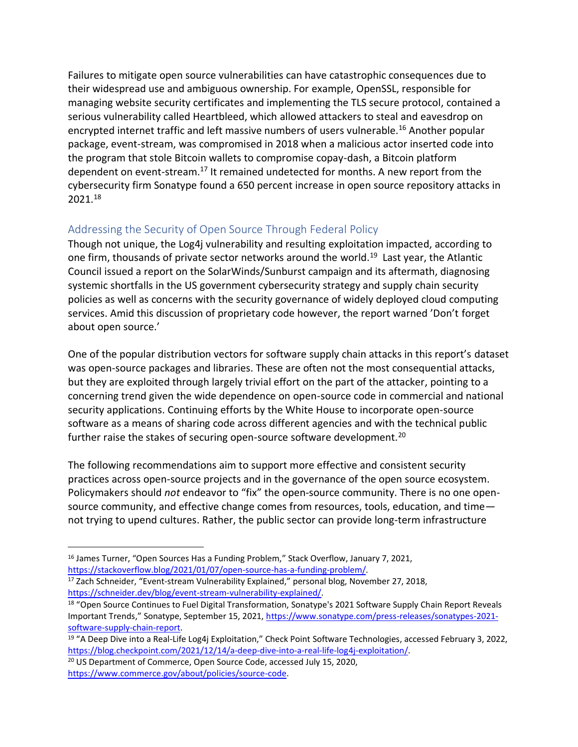Failures to mitigate open source vulnerabilities can have catastrophic consequences due to their widespread use and ambiguous ownership. For example, OpenSSL, responsible for managing website security certificates and implementing the TLS secure protocol, contained a serious vulnerability called Heartbleed, which allowed attackers to steal and eavesdrop on encrypted internet traffic and left massive numbers of users vulnerable.[16] Another popular package, event-stream, was compromised in 2018 when a malicious actor inserted code into the program that stole Bitcoin wallets to compromise copay-dash, a Bitcoin platform dependent on event-stream.[17] It remained undetected for months. A new report from the cybersecurity firm Sonatype found a 650 percent increase in open source repository attacks in 2021.[18]

## Addressing the Security of Open Source Through Federal Policy

Though not unique, the Log4j vulnerability and resulting exploitation impacted, according to one firm, thousands of private sector networks around the world.[19] Last year, the Atlantic Council issued a report on the SolarWinds/Sunburst campaign and its aftermath, diagnosing systemic shortfalls in the US government cybersecurity strategy and supply chain security policies as well as concerns with the security governance of widely deployed cloud computing services. Amid this discussion of proprietary code however, the report warned 'Don't forget about open source.'

One of the popular distribution vectors for software supply chain attacks in this report's dataset was open-source packages and libraries. These are often not the most consequential attacks, but they are exploited through largely trivial effort on the part of the attacker, pointing to a concerning trend given the wide dependence on open-source code in commercial and national security applications. Continuing efforts by the White House to incorporate open-source software as a means of sharing code across different agencies and with the technical public further raise the stakes of securing open-source software development.[20]

The following recommendations aim to support more effective and consistent security practices across open-source projects and in the governance of the open source ecosystem. Policymakers should *not* endeavor to "fix" the open-source community. There is no one open-source community, and effective change comes from resources, tools, education, and time—not trying to upend cultures. Rather, the public sector can provide long-term infrastructure

---

[16] James Turner, "Open Sources Has a Funding Problem," Stack Overflow, January 7, 2021, https://stackoverflow.blog/2021/01/07/open-source-has-a-funding-problem/.

[17] Zach Schneider, "Event-stream Vulnerability Explained," personal blog, November 27, 2018, https://schneider.dev/blog/event-stream-vulnerability-explained/.

[18] "Open Source Continues to Fuel Digital Transformation, Sonatype's 2021 Software Supply Chain Report Reveals Important Trends," Sonatype, September 15, 2021, https://www.sonatype.com/press-releases/sonatypes-2021-software-supply-chain-report.

[19] "A Deep Dive into a Real-Life Log4j Exploitation," Check Point Software Technologies, accessed February 3, 2022, https://blog.checkpoint.com/2021/12/14/a-deep-dive-into-a-real-life-log4j-exploitation/.

[20] US Department of Commerce, Open Source Code, accessed July 15, 2020, https://www.commerce.gov/about/policies/source-code.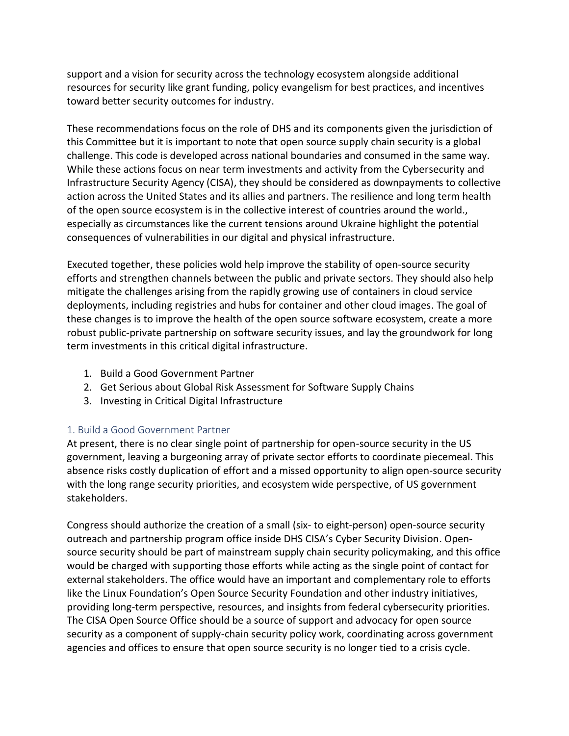support and a vision for security across the technology ecosystem alongside additional resources for security like grant funding, policy evangelism for best practices, and incentives toward better security outcomes for industry.

These recommendations focus on the role of DHS and its components given the jurisdiction of this Committee but it is important to note that open source supply chain security is a global challenge. This code is developed across national boundaries and consumed in the same way. While these actions focus on near term investments and activity from the Cybersecurity and Infrastructure Security Agency (CISA), they should be considered as downpayments to collective action across the United States and its allies and partners. The resilience and long term health of the open source ecosystem is in the collective interest of countries around the world., especially as circumstances like the current tensions around Ukraine highlight the potential consequences of vulnerabilities in our digital and physical infrastructure.

Executed together, these policies wold help improve the stability of open-source security efforts and strengthen channels between the public and private sectors. They should also help mitigate the challenges arising from the rapidly growing use of containers in cloud service deployments, including registries and hubs for container and other cloud images. The goal of these changes is to improve the health of the open source software ecosystem, create a more robust public-private partnership on software security issues, and lay the groundwork for long term investments in this critical digital infrastructure.

1. Build a Good Government Partner
2. Get Serious about Global Risk Assessment for Software Supply Chains
3. Investing in Critical Digital Infrastructure

## 1. Build a Good Government Partner

At present, there is no clear single point of partnership for open-source security in the US government, leaving a burgeoning array of private sector efforts to coordinate piecemeal. This absence risks costly duplication of effort and a missed opportunity to align open-source security with the long range security priorities, and ecosystem wide perspective, of US government stakeholders.

Congress should authorize the creation of a small (six- to eight-person) open-source security outreach and partnership program office inside DHS CISA's Cyber Security Division. Open-source security should be part of mainstream supply chain security policymaking, and this office would be charged with supporting those efforts while acting as the single point of contact for external stakeholders. The office would have an important and complementary role to efforts like the Linux Foundation's Open Source Security Foundation and other industry initiatives, providing long-term perspective, resources, and insights from federal cybersecurity priorities. The CISA Open Source Office should be a source of support and advocacy for open source security as a component of supply-chain security policy work, coordinating across government agencies and offices to ensure that open source security is no longer tied to a crisis cycle.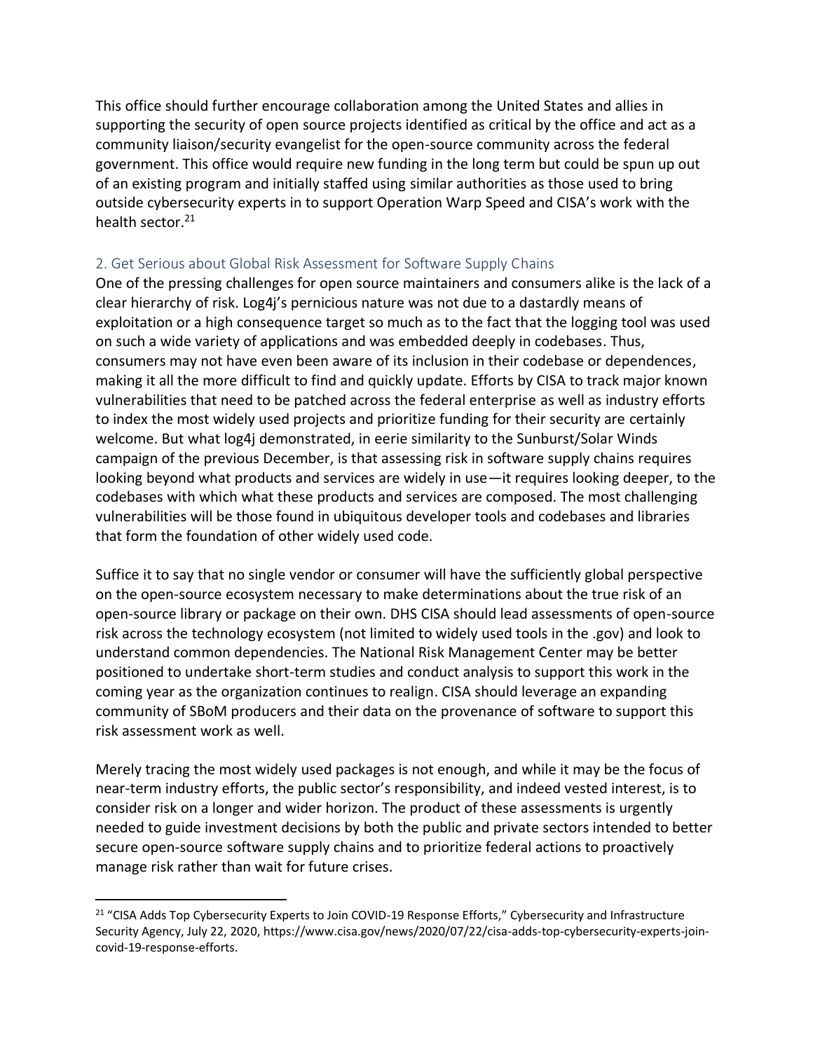This office should further encourage collaboration among the United States and allies in supporting the security of open source projects identified as critical by the office and act as a community liaison/security evangelist for the open-source community across the federal government. This office would require new funding in the long term but could be spun up out of an existing program and initially staffed using similar authorities as those used to bring outside cybersecurity experts in to support Operation Warp Speed and CISA's work with the health sector.[21]

## 2. Get Serious about Global Risk Assessment for Software Supply Chains

One of the pressing challenges for open source maintainers and consumers alike is the lack of a clear hierarchy of risk. Log4j's pernicious nature was not due to a dastardly means of exploitation or a high consequence target so much as to the fact that the logging tool was used on such a wide variety of applications and was embedded deeply in codebases. Thus, consumers may not have even been aware of its inclusion in their codebase or dependences, making it all the more difficult to find and quickly update. Efforts by CISA to track major known vulnerabilities that need to be patched across the federal enterprise as well as industry efforts to index the most widely used projects and prioritize funding for their security are certainly welcome. But what log4j demonstrated, in eerie similarity to the Sunburst/Solar Winds campaign of the previous December, is that assessing risk in software supply chains requires looking beyond what products and services are widely in use—it requires looking deeper, to the codebases with which what these products and services are composed. The most challenging vulnerabilities will be those found in ubiquitous developer tools and codebases and libraries that form the foundation of other widely used code.

Suffice it to say that no single vendor or consumer will have the sufficiently global perspective on the open-source ecosystem necessary to make determinations about the true risk of an open-source library or package on their own. DHS CISA should lead assessments of open-source risk across the technology ecosystem (not limited to widely used tools in the .gov) and look to understand common dependencies. The National Risk Management Center may be better positioned to undertake short-term studies and conduct analysis to support this work in the coming year as the organization continues to realign. CISA should leverage an expanding community of SBoM producers and their data on the provenance of software to support this risk assessment work as well.

Merely tracing the most widely used packages is not enough, and while it may be the focus of near-term industry efforts, the public sector's responsibility, and indeed vested interest, is to consider risk on a longer and wider horizon. The product of these assessments is urgently needed to guide investment decisions by both the public and private sectors intended to better secure open-source software supply chains and to prioritize federal actions to proactively manage risk rather than wait for future crises.

[21] "CISA Adds Top Cybersecurity Experts to Join COVID-19 Response Efforts," Cybersecurity and Infrastructure Security Agency, July 22, 2020, https://www.cisa.gov/news/2020/07/22/cisa-adds-top-cybersecurity-experts-join-covid-19-response-efforts.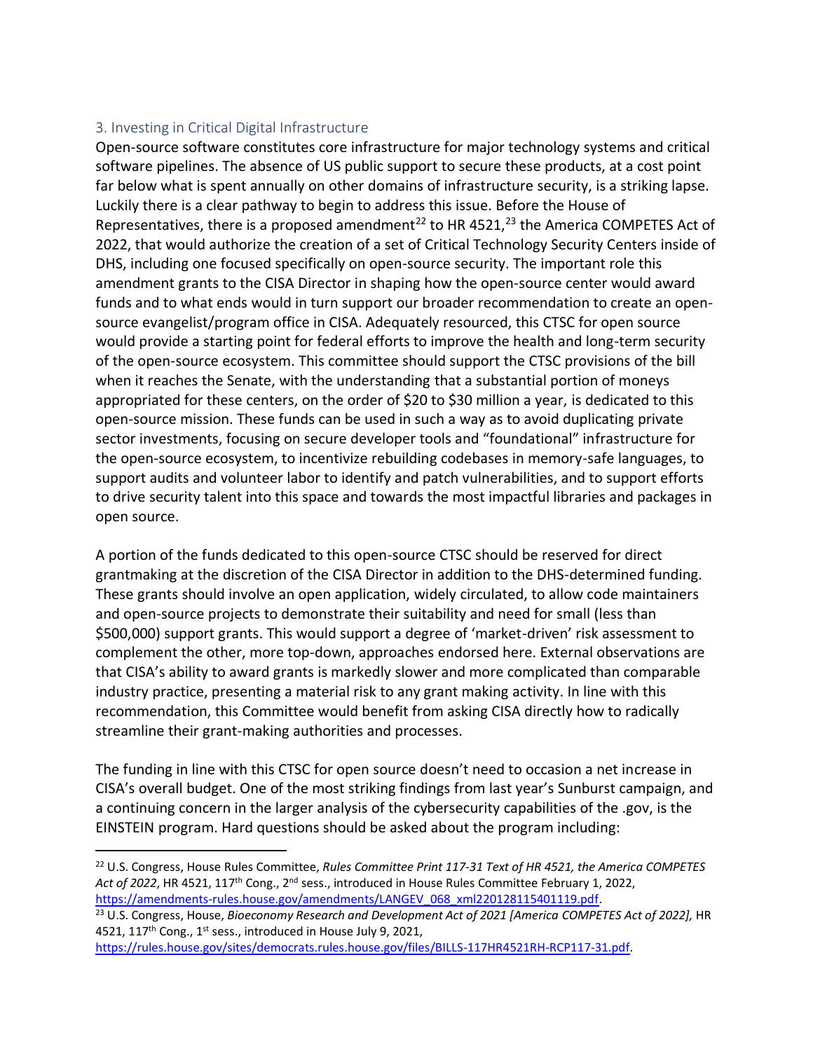### 3. Investing in Critical Digital Infrastructure

Open-source software constitutes core infrastructure for major technology systems and critical software pipelines. The absence of US public support to secure these products, at a cost point far below what is spent annually on other domains of infrastructure security, is a striking lapse. Luckily there is a clear pathway to begin to address this issue. Before the House of Representatives, there is a proposed amendment[22] to HR 4521,[23] the America COMPETES Act of 2022, that would authorize the creation of a set of Critical Technology Security Centers inside of DHS, including one focused specifically on open-source security. The important role this amendment grants to the CISA Director in shaping how the open-source center would award funds and to what ends would in turn support our broader recommendation to create an open-source evangelist/program office in CISA. Adequately resourced, this CTSC for open source would provide a starting point for federal efforts to improve the health and long-term security of the open-source ecosystem. This committee should support the CTSC provisions of the bill when it reaches the Senate, with the understanding that a substantial portion of moneys appropriated for these centers, on the order of $20 to $30 million a year, is dedicated to this open-source mission. These funds can be used in such a way as to avoid duplicating private sector investments, focusing on secure developer tools and "foundational" infrastructure for the open-source ecosystem, to incentivize rebuilding codebases in memory-safe languages, to support audits and volunteer labor to identify and patch vulnerabilities, and to support efforts to drive security talent into this space and towards the most impactful libraries and packages in open source.

A portion of the funds dedicated to this open-source CTSC should be reserved for direct grantmaking at the discretion of the CISA Director in addition to the DHS-determined funding. These grants should involve an open application, widely circulated, to allow code maintainers and open-source projects to demonstrate their suitability and need for small (less than $500,000) support grants. This would support a degree of 'market-driven' risk assessment to complement the other, more top-down, approaches endorsed here. External observations are that CISA's ability to award grants is markedly slower and more complicated than comparable industry practice, presenting a material risk to any grant making activity. In line with this recommendation, this Committee would benefit from asking CISA directly how to radically streamline their grant-making authorities and processes.

The funding in line with this CTSC for open source doesn't need to occasion a net increase in CISA's overall budget. One of the most striking findings from last year's Sunburst campaign, and a continuing concern in the larger analysis of the cybersecurity capabilities of the .gov, is the EINSTEIN program. Hard questions should be asked about the program including:

---

[22] U.S. Congress, House Rules Committee, *Rules Committee Print 117-31 Text of HR 4521, the America COMPETES Act of 2022*, HR 4521, 117th Cong., 2nd sess., introduced in House Rules Committee February 1, 2022, https://amendments-rules.house.gov/amendments/LANGEV_068_xml220128115401119.pdf.

[23] U.S. Congress, House, *Bioeconomy Research and Development Act of 2021 [America COMPETES Act of 2022]*, HR 4521, 117th Cong., 1st sess., introduced in House July 9, 2021, https://rules.house.gov/sites/democrats.rules.house.gov/files/BILLS-117HR4521RH-RCP117-31.pdf.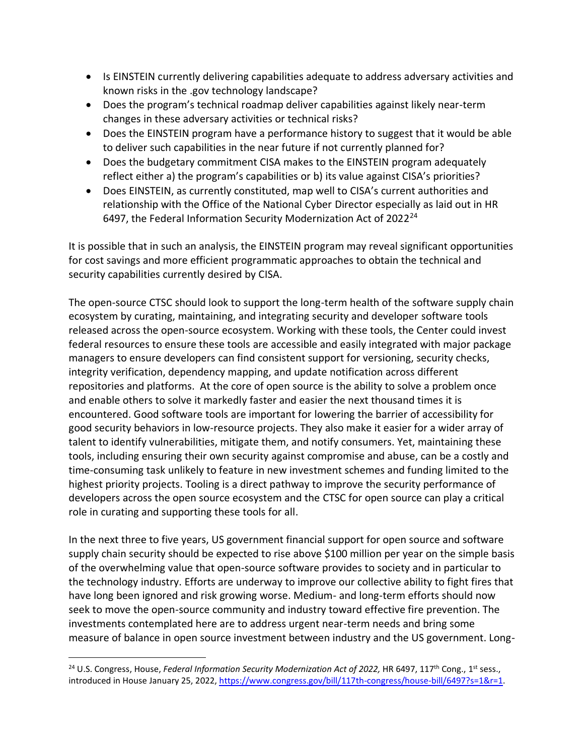- Is EINSTEIN currently delivering capabilities adequate to address adversary activities and known risks in the .gov technology landscape?
- Does the program's technical roadmap deliver capabilities against likely near-term changes in these adversary activities or technical risks?
- Does the EINSTEIN program have a performance history to suggest that it would be able to deliver such capabilities in the near future if not currently planned for?
- Does the budgetary commitment CISA makes to the EINSTEIN program adequately reflect either a) the program's capabilities or b) its value against CISA's priorities?
- Does EINSTEIN, as currently constituted, map well to CISA's current authorities and relationship with the Office of the National Cyber Director especially as laid out in HR 6497, the Federal Information Security Modernization Act of 2022[24]

It is possible that in such an analysis, the EINSTEIN program may reveal significant opportunities for cost savings and more efficient programmatic approaches to obtain the technical and security capabilities currently desired by CISA.

The open-source CTSC should look to support the long-term health of the software supply chain ecosystem by curating, maintaining, and integrating security and developer software tools released across the open-source ecosystem. Working with these tools, the Center could invest federal resources to ensure these tools are accessible and easily integrated with major package managers to ensure developers can find consistent support for versioning, security checks, integrity verification, dependency mapping, and update notification across different repositories and platforms. At the core of open source is the ability to solve a problem once and enable others to solve it markedly faster and easier the next thousand times it is encountered. Good software tools are important for lowering the barrier of accessibility for good security behaviors in low-resource projects. They also make it easier for a wider array of talent to identify vulnerabilities, mitigate them, and notify consumers. Yet, maintaining these tools, including ensuring their own security against compromise and abuse, can be a costly and time-consuming task unlikely to feature in new investment schemes and funding limited to the highest priority projects. Tooling is a direct pathway to improve the security performance of developers across the open source ecosystem and the CTSC for open source can play a critical role in curating and supporting these tools for all.

In the next three to five years, US government financial support for open source and software supply chain security should be expected to rise above $100 million per year on the simple basis of the overwhelming value that open-source software provides to society and in particular to the technology industry. Efforts are underway to improve our collective ability to fight fires that have long been ignored and risk growing worse. Medium- and long-term efforts should now seek to move the open-source community and industry toward effective fire prevention. The investments contemplated here are to address urgent near-term needs and bring some measure of balance in open source investment between industry and the US government. Long-

[24] U.S. Congress, House, *Federal Information Security Modernization Act of 2022,* HR 6497, 117th Cong., 1st sess., introduced in House January 25, 2022, https://www.congress.gov/bill/117th-congress/house-bill/6497?s=1&r=1.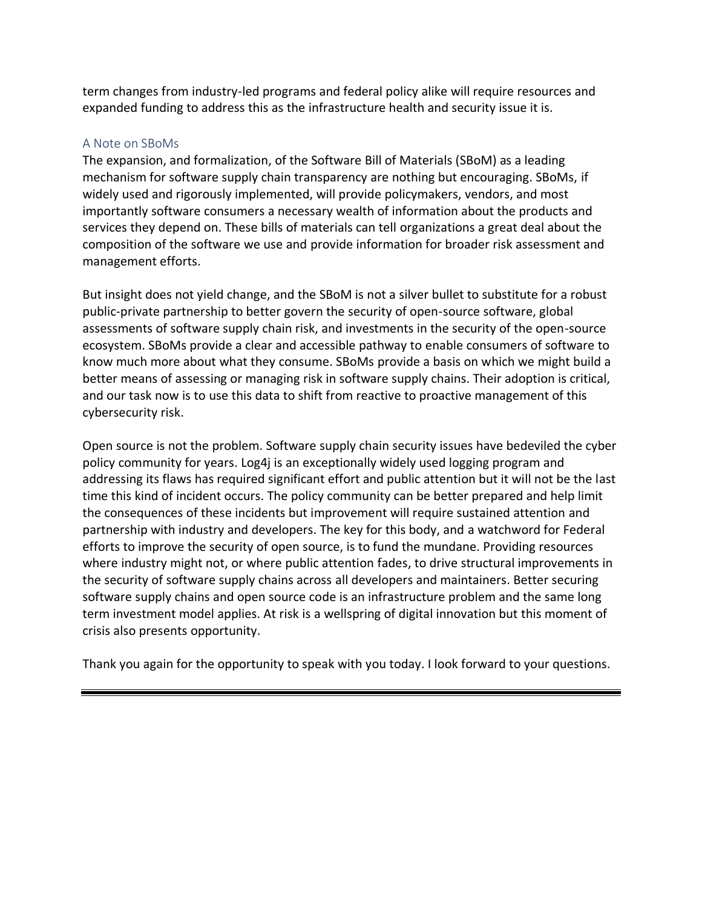term changes from industry-led programs and federal policy alike will require resources and expanded funding to address this as the infrastructure health and security issue it is.

### A Note on SBoMs

The expansion, and formalization, of the Software Bill of Materials (SBoM) as a leading mechanism for software supply chain transparency are nothing but encouraging. SBoMs, if widely used and rigorously implemented, will provide policymakers, vendors, and most importantly software consumers a necessary wealth of information about the products and services they depend on. These bills of materials can tell organizations a great deal about the composition of the software we use and provide information for broader risk assessment and management efforts.

But insight does not yield change, and the SBoM is not a silver bullet to substitute for a robust public-private partnership to better govern the security of open-source software, global assessments of software supply chain risk, and investments in the security of the open-source ecosystem. SBoMs provide a clear and accessible pathway to enable consumers of software to know much more about what they consume. SBoMs provide a basis on which we might build a better means of assessing or managing risk in software supply chains. Their adoption is critical, and our task now is to use this data to shift from reactive to proactive management of this cybersecurity risk.

Open source is not the problem. Software supply chain security issues have bedeviled the cyber policy community for years. Log4j is an exceptionally widely used logging program and addressing its flaws has required significant effort and public attention but it will not be the last time this kind of incident occurs. The policy community can be better prepared and help limit the consequences of these incidents but improvement will require sustained attention and partnership with industry and developers. The key for this body, and a watchword for Federal efforts to improve the security of open source, is to fund the mundane. Providing resources where industry might not, or where public attention fades, to drive structural improvements in the security of software supply chains across all developers and maintainers. Better securing software supply chains and open source code is an infrastructure problem and the same long term investment model applies. At risk is a wellspring of digital innovation but this moment of crisis also presents opportunity.

Thank you again for the opportunity to speak with you today. I look forward to your questions.